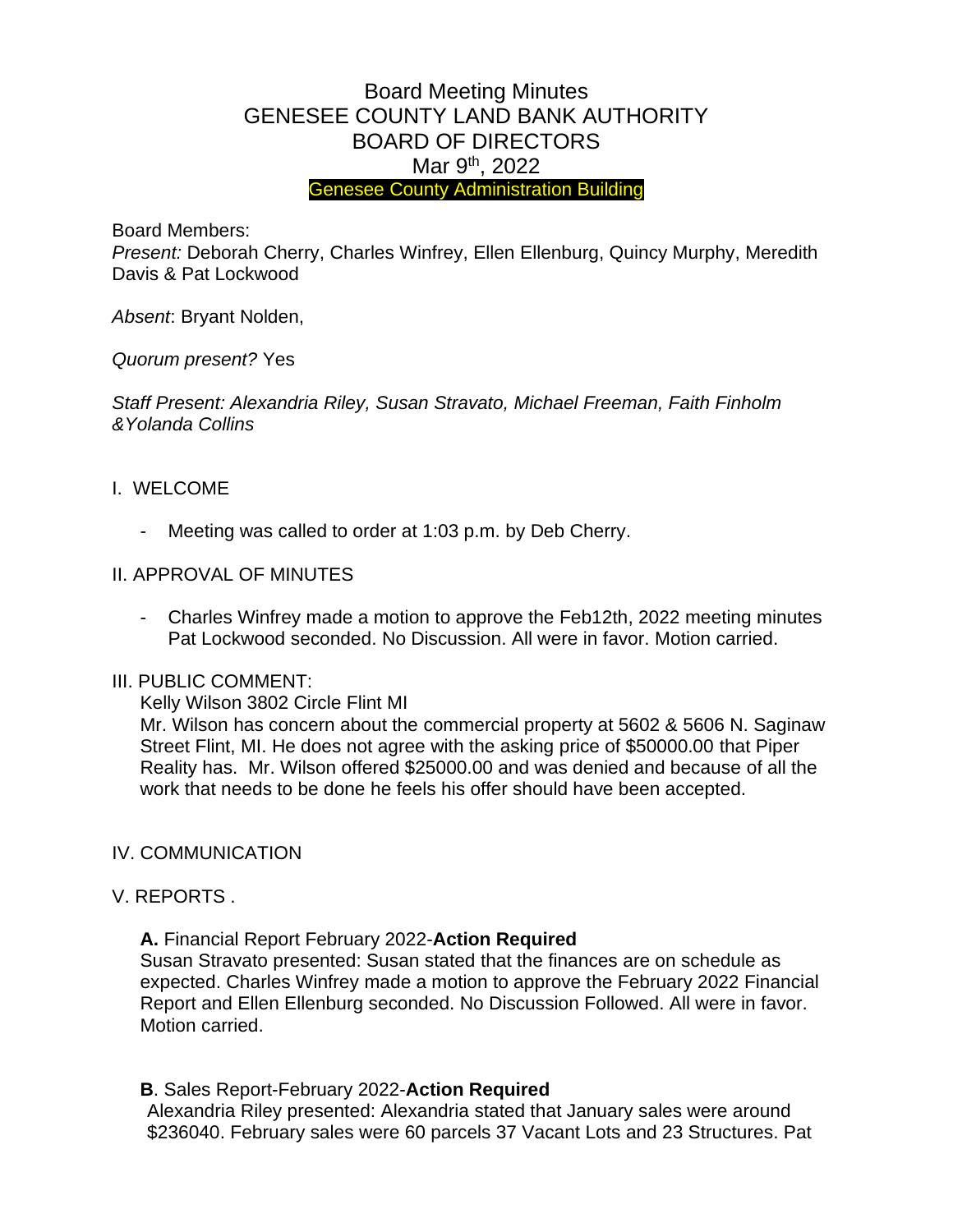# Board Meeting Minutes
# GENESEE COUNTY LAND BANK AUTHORITY
# BOARD OF DIRECTORS

Mar 9th, 2022

Genesee County Administration Building

Board Members:

*Present:* Deborah Cherry, Charles Winfrey, Ellen Ellenburg, Quincy Murphy, Meredith Davis & Pat Lockwood

*Absent*: Bryant Nolden,

*Quorum present?* Yes

*Staff Present: Alexandria Riley, Susan Stravato, Michael Freeman, Faith Finholm &Yolanda Collins*

## I. WELCOME

- Meeting was called to order at 1:03 p.m. by Deb Cherry.

## II. APPROVAL OF MINUTES

- Charles Winfrey made a motion to approve the Feb12th, 2022 meeting minutes Pat Lockwood seconded. No Discussion. All were in favor. Motion carried.

## III. PUBLIC COMMENT:

Kelly Wilson 3802 Circle Flint MI

Mr. Wilson has concern about the commercial property at 5602 & 5606 N. Saginaw Street Flint, MI. He does not agree with the asking price of $50000.00 that Piper Reality has. Mr. Wilson offered $25000.00 and was denied and because of all the work that needs to be done he feels his offer should have been accepted.

## IV. COMMUNICATION

## V. REPORTS .

**A.** Financial Report February 2022-**Action Required**

Susan Stravato presented: Susan stated that the finances are on schedule as expected. Charles Winfrey made a motion to approve the February 2022 Financial Report and Ellen Ellenburg seconded. No Discussion Followed. All were in favor. Motion carried.

**B**. Sales Report-February 2022-**Action Required**

Alexandria Riley presented: Alexandria stated that January sales were around $236040. February sales were 60 parcels 37 Vacant Lots and 23 Structures. Pat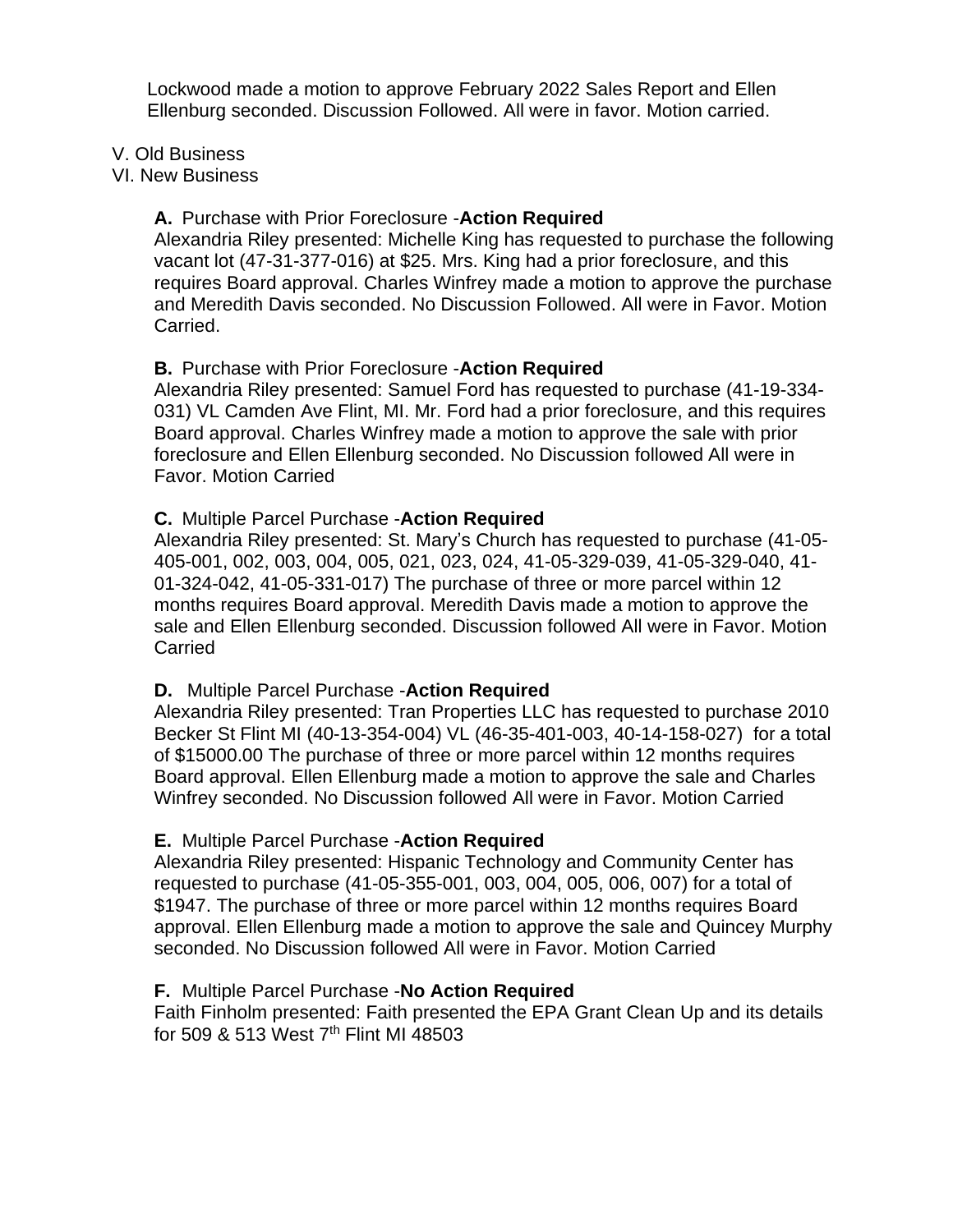Lockwood made a motion to approve February 2022 Sales Report and Ellen Ellenburg seconded. Discussion Followed. All were in favor. Motion carried.

V. Old Business

VI. New Business

**A.** Purchase with Prior Foreclosure -**Action Required**

Alexandria Riley presented: Michelle King has requested to purchase the following vacant lot (47-31-377-016) at $25. Mrs. King had a prior foreclosure, and this requires Board approval. Charles Winfrey made a motion to approve the purchase and Meredith Davis seconded. No Discussion Followed. All were in Favor. Motion Carried.

**B.** Purchase with Prior Foreclosure -**Action Required**

Alexandria Riley presented: Samuel Ford has requested to purchase (41-19-334-031) VL Camden Ave Flint, MI. Mr. Ford had a prior foreclosure, and this requires Board approval. Charles Winfrey made a motion to approve the sale with prior foreclosure and Ellen Ellenburg seconded. No Discussion followed All were in Favor. Motion Carried

**C.** Multiple Parcel Purchase -**Action Required**

Alexandria Riley presented: St. Mary's Church has requested to purchase (41-05-405-001, 002, 003, 004, 005, 021, 023, 024, 41-05-329-039, 41-05-329-040, 41-01-324-042, 41-05-331-017) The purchase of three or more parcel within 12 months requires Board approval. Meredith Davis made a motion to approve the sale and Ellen Ellenburg seconded. Discussion followed All were in Favor. Motion Carried

**D.** Multiple Parcel Purchase -**Action Required**

Alexandria Riley presented: Tran Properties LLC has requested to purchase 2010 Becker St Flint MI (40-13-354-004) VL (46-35-401-003, 40-14-158-027) for a total of $15000.00 The purchase of three or more parcel within 12 months requires Board approval. Ellen Ellenburg made a motion to approve the sale and Charles Winfrey seconded. No Discussion followed All were in Favor. Motion Carried

**E.** Multiple Parcel Purchase -**Action Required**

Alexandria Riley presented: Hispanic Technology and Community Center has requested to purchase (41-05-355-001, 003, 004, 005, 006, 007) for a total of $1947. The purchase of three or more parcel within 12 months requires Board approval. Ellen Ellenburg made a motion to approve the sale and Quincey Murphy seconded. No Discussion followed All were in Favor. Motion Carried

**F.** Multiple Parcel Purchase -**No Action Required**

Faith Finholm presented: Faith presented the EPA Grant Clean Up and its details for 509 & 513 West 7th Flint MI 48503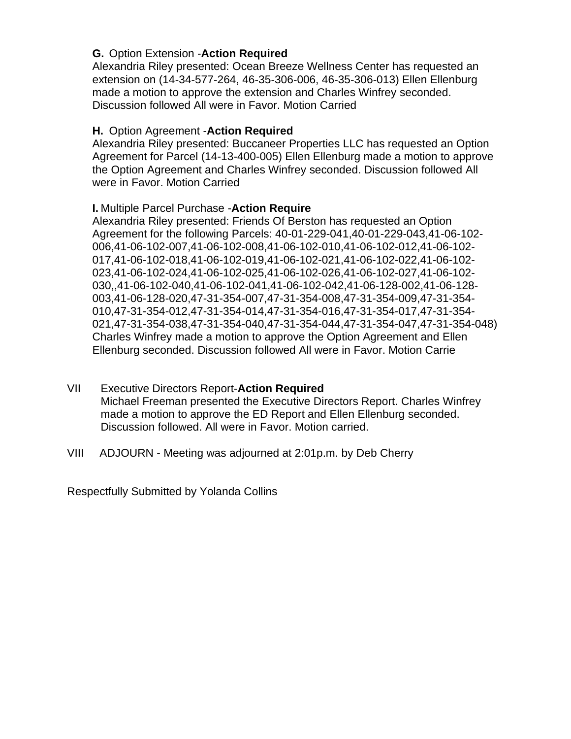**G.** Option Extension -**Action Required**
Alexandria Riley presented: Ocean Breeze Wellness Center has requested an extension on (14-34-577-264, 46-35-306-006, 46-35-306-013) Ellen Ellenburg made a motion to approve the extension and Charles Winfrey seconded. Discussion followed All were in Favor. Motion Carried

**H.** Option Agreement -**Action Required**
Alexandria Riley presented: Buccaneer Properties LLC has requested an Option Agreement for Parcel (14-13-400-005) Ellen Ellenburg made a motion to approve the Option Agreement and Charles Winfrey seconded. Discussion followed All were in Favor. Motion Carried

**I.** Multiple Parcel Purchase -**Action Require**
Alexandria Riley presented: Friends Of Berston has requested an Option Agreement for the following Parcels: 40-01-229-041,40-01-229-043,41-06-102-006,41-06-102-007,41-06-102-008,41-06-102-010,41-06-102-012,41-06-102-017,41-06-102-018,41-06-102-019,41-06-102-021,41-06-102-022,41-06-102-023,41-06-102-024,41-06-102-025,41-06-102-026,41-06-102-027,41-06-102-030,,41-06-102-040,41-06-102-041,41-06-102-042,41-06-128-002,41-06-128-003,41-06-128-020,47-31-354-007,47-31-354-008,47-31-354-009,47-31-354-010,47-31-354-012,47-31-354-014,47-31-354-016,47-31-354-017,47-31-354-021,47-31-354-038,47-31-354-040,47-31-354-044,47-31-354-047,47-31-354-048) Charles Winfrey made a motion to approve the Option Agreement and Ellen Ellenburg seconded. Discussion followed All were in Favor. Motion Carrie

VII Executive Directors Report-**Action Required**
Michael Freeman presented the Executive Directors Report. Charles Winfrey made a motion to approve the ED Report and Ellen Ellenburg seconded. Discussion followed. All were in Favor. Motion carried.

VIII ADJOURN - Meeting was adjourned at 2:01p.m. by Deb Cherry

Respectfully Submitted by Yolanda Collins